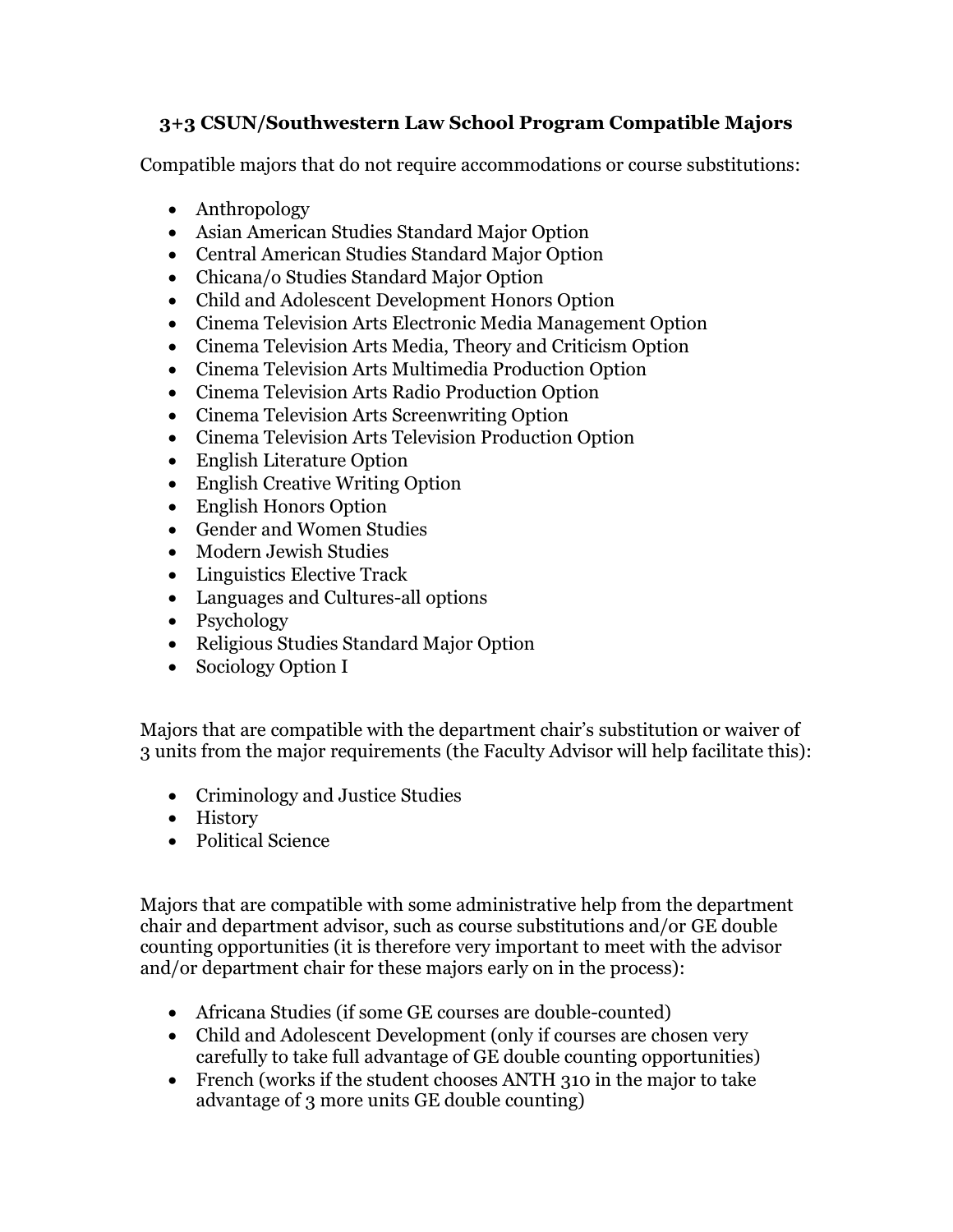# 3+3 CSUN/Southwestern Law School Program Compatible Majors

Compatible majors that do not require accommodations or course substitutions:

- Anthropology
- Asian American Studies Standard Major Option
- Central American Studies Standard Major Option
- Chicana/o Studies Standard Major Option
- Child and Adolescent Development Honors Option
- Cinema Television Arts Electronic Media Management Option
- Cinema Television Arts Media, Theory and Criticism Option
- Cinema Television Arts Multimedia Production Option
- Cinema Television Arts Radio Production Option
- Cinema Television Arts Screenwriting Option
- Cinema Television Arts Television Production Option
- English Literature Option
- English Creative Writing Option
- English Honors Option
- Gender and Women Studies
- Modern Jewish Studies
- Linguistics Elective Track
- Languages and Cultures-all options
- Psychology
- Religious Studies Standard Major Option
- Sociology Option I

Majors that are compatible with the department chair's substitution or waiver of 3 units from the major requirements (the Faculty Advisor will help facilitate this):

- Criminology and Justice Studies
- History
- Political Science

Majors that are compatible with some administrative help from the department chair and department advisor, such as course substitutions and/or GE double counting opportunities (it is therefore very important to meet with the advisor and/or department chair for these majors early on in the process):

- Africana Studies (if some GE courses are double-counted)
- Child and Adolescent Development (only if courses are chosen very carefully to take full advantage of GE double counting opportunities)
- French (works if the student chooses ANTH 310 in the major to take advantage of 3 more units GE double counting)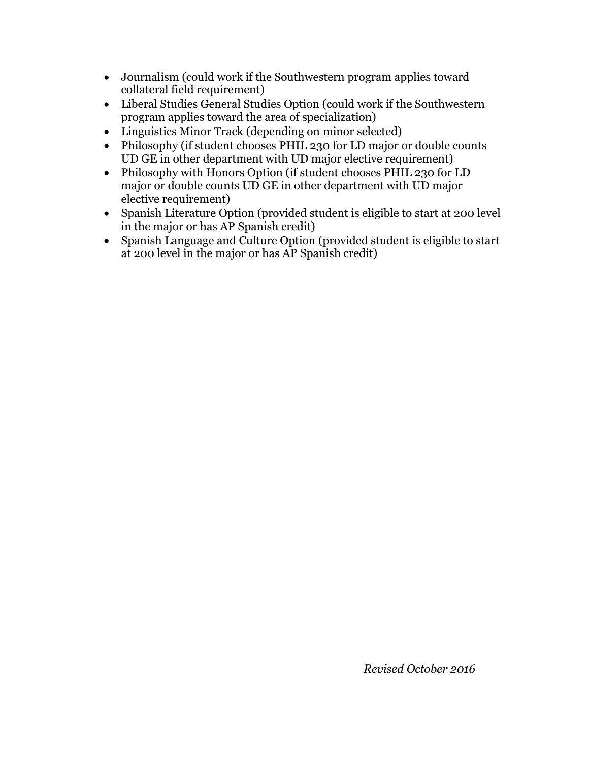- Journalism (could work if the Southwestern program applies toward collateral field requirement)
- Liberal Studies General Studies Option (could work if the Southwestern program applies toward the area of specialization)
- Linguistics Minor Track (depending on minor selected)
- Philosophy (if student chooses PHIL 230 for LD major or double counts UD GE in other department with UD major elective requirement)
- Philosophy with Honors Option (if student chooses PHIL 230 for LD major or double counts UD GE in other department with UD major elective requirement)
- Spanish Literature Option (provided student is eligible to start at 200 level in the major or has AP Spanish credit)
- Spanish Language and Culture Option (provided student is eligible to start at 200 level in the major or has AP Spanish credit)

*Revised October 2016*